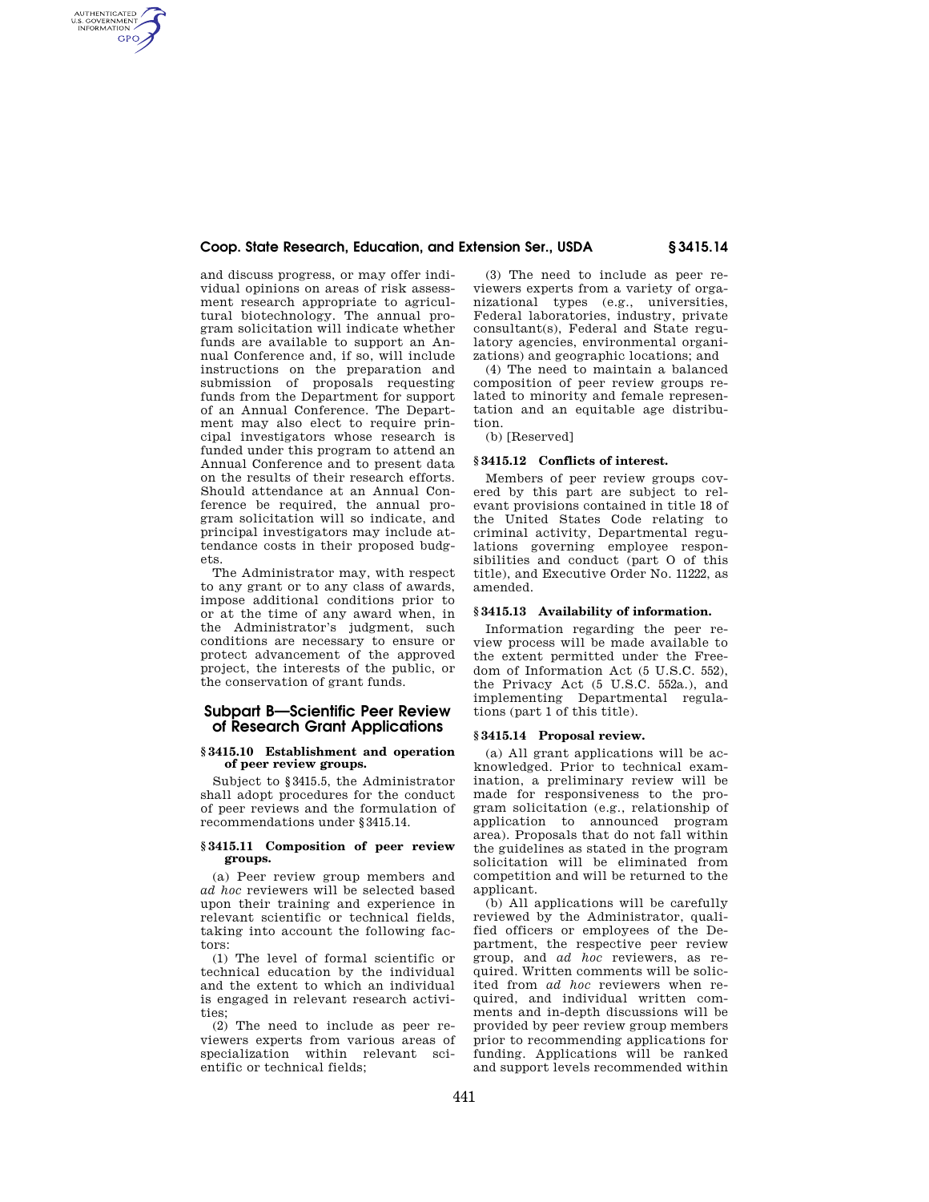and discuss progress, or may offer individual opinions on areas of risk assessment research appropriate to agricultural biotechnology. The annual program solicitation will indicate whether funds are available to support an Annual Conference and, if so, will include instructions on the preparation and submission of proposals requesting funds from the Department for support of an Annual Conference. The Department may also elect to require principal investigators whose research is funded under this program to attend an Annual Conference and to present data on the results of their research efforts. Should attendance at an Annual Conference be required, the annual program solicitation will so indicate, and principal investigators may include attendance costs in their proposed budgets.

The Administrator may, with respect to any grant or to any class of awards, impose additional conditions prior to or at the time of any award when, in the Administrator's judgment, such conditions are necessary to ensure or protect advancement of the approved project, the interests of the public, or the conservation of grant funds.

## Subpart B—Scientific Peer Review of Research Grant Applications

### § 3415.10 Establishment and operation of peer review groups.

Subject to § 3415.5, the Administrator shall adopt procedures for the conduct of peer reviews and the formulation of recommendations under § 3415.14.

### § 3415.11 Composition of peer review groups.

(a) Peer review group members and *ad hoc* reviewers will be selected based upon their training and experience in relevant scientific or technical fields, taking into account the following factors:

(1) The level of formal scientific or technical education by the individual and the extent to which an individual is engaged in relevant research activities;

(2) The need to include as peer reviewers experts from various areas of specialization within relevant scientific or technical fields;

(3) The need to include as peer reviewers experts from a variety of organizational types (e.g., universities, Federal laboratories, industry, private consultant(s), Federal and State regulatory agencies, environmental organizations) and geographic locations; and

(4) The need to maintain a balanced composition of peer review groups related to minority and female representation and an equitable age distribution.

(b) [Reserved]

### § 3415.12 Conflicts of interest.

Members of peer review groups covered by this part are subject to relevant provisions contained in title 18 of the United States Code relating to criminal activity, Departmental regulations governing employee responsibilities and conduct (part O of this title), and Executive Order No. 11222, as amended.

### § 3415.13 Availability of information.

Information regarding the peer review process will be made available to the extent permitted under the Freedom of Information Act (5 U.S.C. 552), the Privacy Act (5 U.S.C. 552a.), and implementing Departmental regulations (part 1 of this title).

### § 3415.14 Proposal review.

(a) All grant applications will be acknowledged. Prior to technical examination, a preliminary review will be made for responsiveness to the program solicitation (e.g., relationship of application to announced program area). Proposals that do not fall within the guidelines as stated in the program solicitation will be eliminated from competition and will be returned to the applicant.

(b) All applications will be carefully reviewed by the Administrator, qualified officers or employees of the Department, the respective peer review group, and *ad hoc* reviewers, as required. Written comments will be solicited from *ad hoc* reviewers when required, and individual written comments and in-depth discussions will be provided by peer review group members prior to recommending applications for funding. Applications will be ranked and support levels recommended within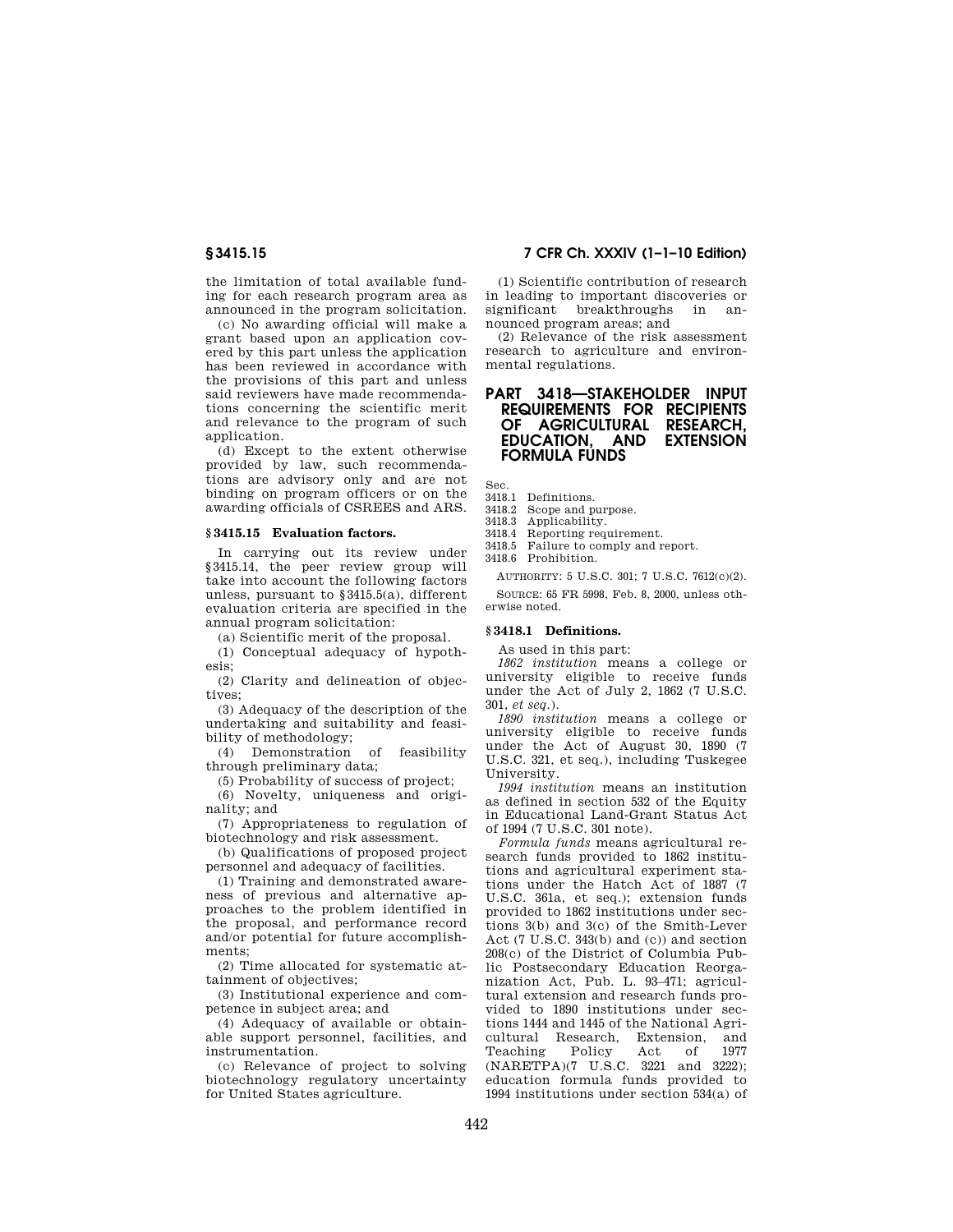the limitation of total available funding for each research program area as announced in the program solicitation.

(c) No awarding official will make a grant based upon an application covered by this part unless the application has been reviewed in accordance with the provisions of this part and unless said reviewers have made recommendations concerning the scientific merit and relevance to the program of such application.

(d) Except to the extent otherwise provided by law, such recommendations are advisory only and are not binding on program officers or on the awarding officials of CSREES and ARS.

### § 3415.15 Evaluation factors.

In carrying out its review under §3415.14, the peer review group will take into account the following factors unless, pursuant to §3415.5(a), different evaluation criteria are specified in the annual program solicitation:

(a) Scientific merit of the proposal.

(1) Conceptual adequacy of hypothesis;

(2) Clarity and delineation of objectives;

(3) Adequacy of the description of the undertaking and suitability and feasibility of methodology;

(4) Demonstration of feasibility through preliminary data;

(5) Probability of success of project;

(6) Novelty, uniqueness and originality; and

(7) Appropriateness to regulation of biotechnology and risk assessment.

(b) Qualifications of proposed project personnel and adequacy of facilities.

(1) Training and demonstrated awareness of previous and alternative approaches to the problem identified in the proposal, and performance record and/or potential for future accomplishments;

(2) Time allocated for systematic attainment of objectives;

(3) Institutional experience and competence in subject area; and

(4) Adequacy of available or obtainable support personnel, facilities, and instrumentation.

(c) Relevance of project to solving biotechnology regulatory uncertainty for United States agriculture.

(1) Scientific contribution of research in leading to important discoveries or significant breakthroughs in announced program areas; and

(2) Relevance of the risk assessment research to agriculture and environmental regulations.

## PART 3418—STAKEHOLDER INPUT REQUIREMENTS FOR RECIPIENTS OF AGRICULTURAL RESEARCH, EDUCATION, AND EXTENSION FORMULA FUNDS

Sec.
3418.1 Definitions.
3418.2 Scope and purpose.
3418.3 Applicability.
3418.4 Reporting requirement.
3418.5 Failure to comply and report.
3418.6 Prohibition.

AUTHORITY: 5 U.S.C. 301; 7 U.S.C. 7612(c)(2).

SOURCE: 65 FR 5998, Feb. 8, 2000, unless otherwise noted.

### § 3418.1 Definitions.

As used in this part:

*1862 institution* means a college or university eligible to receive funds under the Act of July 2, 1862 (7 U.S.C. 301, *et seq.*).

*1890 institution* means a college or university eligible to receive funds under the Act of August 30, 1890 (7 U.S.C. 321, et seq.), including Tuskegee University.

*1994 institution* means an institution as defined in section 532 of the Equity in Educational Land-Grant Status Act of 1994 (7 U.S.C. 301 note).

*Formula funds* means agricultural research funds provided to 1862 institutions and agricultural experiment stations under the Hatch Act of 1887 (7 U.S.C. 361a, et seq.); extension funds provided to 1862 institutions under sections 3(b) and 3(c) of the Smith-Lever Act (7 U.S.C. 343(b) and (c)) and section 208(c) of the District of Columbia Public Postsecondary Education Reorganization Act, Pub. L. 93–471; agricultural extension and research funds provided to 1890 institutions under sections 1444 and 1445 of the National Agricultural Research, Extension, and Teaching Policy Act of 1977 (NARETPA)(7 U.S.C. 3221 and 3222); education formula funds provided to 1994 institutions under section 534(a) of